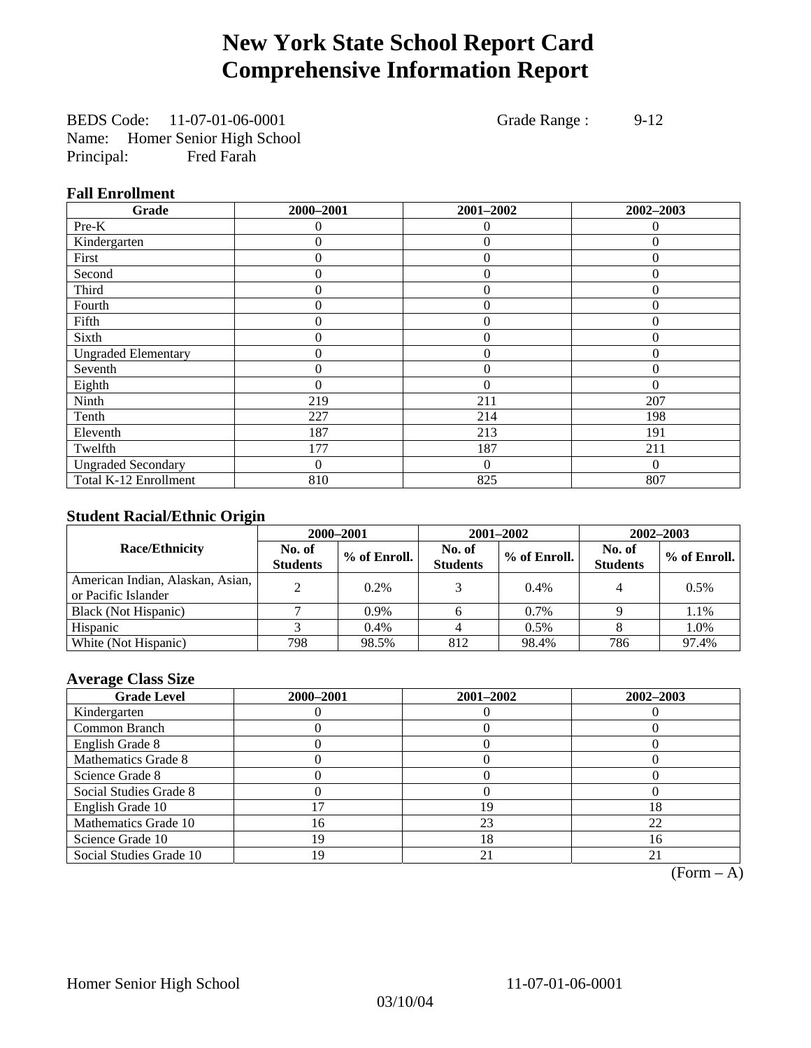# New York State School Report Card
# Comprehensive Information Report

BEDS Code: 11-07-01-06-0001 Grade Range : 9-12
Name: Homer Senior High School
Principal: Fred Farah

### Fall Enrollment

| Grade | 2000–2001 | 2001–2002 | 2002–2003 |
|---|---|---|---|
| Pre-K | 0 | 0 | 0 |
| Kindergarten | 0 | 0 | 0 |
| First | 0 | 0 | 0 |
| Second | 0 | 0 | 0 |
| Third | 0 | 0 | 0 |
| Fourth | 0 | 0 | 0 |
| Fifth | 0 | 0 | 0 |
| Sixth | 0 | 0 | 0 |
| Ungraded Elementary | 0 | 0 | 0 |
| Seventh | 0 | 0 | 0 |
| Eighth | 0 | 0 | 0 |
| Ninth | 219 | 211 | 207 |
| Tenth | 227 | 214 | 198 |
| Eleventh | 187 | 213 | 191 |
| Twelfth | 177 | 187 | 211 |
| Ungraded Secondary | 0 | 0 | 0 |
| Total K-12 Enrollment | 810 | 825 | 807 |

### Student Racial/Ethnic Origin

| Race/Ethnicity | 2000–2001 | | 2001–2002 | | 2002–2003 | |
|---|---|---|---|---|---|---|
| | No. of Students | % of Enroll. | No. of Students | % of Enroll. | No. of Students | % of Enroll. |
| American Indian, Alaskan, Asian, or Pacific Islander | 2 | 0.2% | 3 | 0.4% | 4 | 0.5% |
| Black (Not Hispanic) | 7 | 0.9% | 6 | 0.7% | 9 | 1.1% |
| Hispanic | 3 | 0.4% | 4 | 0.5% | 8 | 1.0% |
| White (Not Hispanic) | 798 | 98.5% | 812 | 98.4% | 786 | 97.4% |

### Average Class Size

| Grade Level | 2000–2001 | 2001–2002 | 2002–2003 |
|---|---|---|---|
| Kindergarten | 0 | 0 | 0 |
| Common Branch | 0 | 0 | 0 |
| English Grade 8 | 0 | 0 | 0 |
| Mathematics Grade 8 | 0 | 0 | 0 |
| Science Grade 8 | 0 | 0 | 0 |
| Social Studies Grade 8 | 0 | 0 | 0 |
| English Grade 10 | 17 | 19 | 18 |
| Mathematics Grade 10 | 16 | 23 | 22 |
| Science Grade 10 | 19 | 18 | 16 |
| Social Studies Grade 10 | 19 | 21 | 21 |

(Form – A)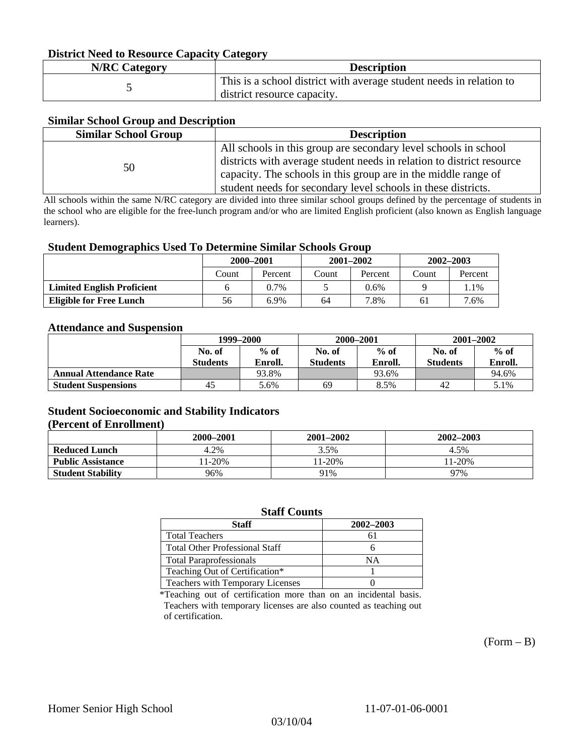### District Need to Resource Capacity Category

| N/RC Category | Description |
|---|---|
| 5 | This is a school district with average student needs in relation to district resource capacity. |

### Similar School Group and Description

| Similar School Group | Description |
|---|---|
| 50 | All schools in this group are secondary level schools in school districts with average student needs in relation to district resource capacity. The schools in this group are in the middle range of student needs for secondary level schools in these districts. |

All schools within the same N/RC category are divided into three similar school groups defined by the percentage of students in the school who are eligible for the free-lunch program and/or who are limited English proficient (also known as English language learners).

### Student Demographics Used To Determine Similar Schools Group

| | 2000–2001 | | 2001–2002 | | 2002–2003 | |
|---|---|---|---|---|---|---|
| | Count | Percent | Count | Percent | Count | Percent |
| **Limited English Proficient** | 6 | 0.7% | 5 | 0.6% | 9 | 1.1% |
| **Eligible for Free Lunch** | 56 | 6.9% | 64 | 7.8% | 61 | 7.6% |

### Attendance and Suspension

| | 1999–2000 | | 2000–2001 | | 2001–2002 | |
|---|---|---|---|---|---|---|
| | No. of Students | % of Enroll. | No. of Students | % of Enroll. | No. of Students | % of Enroll. |
| **Annual Attendance Rate** | | 93.8% | | 93.6% | | 94.6% |
| **Student Suspensions** | 45 | 5.6% | 69 | 8.5% | 42 | 5.1% |

### Student Socioeconomic and Stability Indicators (Percent of Enrollment)

| | 2000–2001 | 2001–2002 | 2002–2003 |
|---|---|---|---|
| **Reduced Lunch** | 4.2% | 3.5% | 4.5% |
| **Public Assistance** | 11-20% | 11-20% | 11-20% |
| **Student Stability** | 96% | 91% | 97% |

### Staff Counts

| Staff | 2002–2003 |
|---|---|
| Total Teachers | 61 |
| Total Other Professional Staff | 6 |
| Total Paraprofessionals | NA |
| Teaching Out of Certification* | 1 |
| Teachers with Temporary Licenses | 0 |

*Teaching out of certification more than on an incidental basis. Teachers with temporary licenses are also counted as teaching out of certification.

(Form – B)

Homer Senior High School 11-07-01-06-0001

03/10/04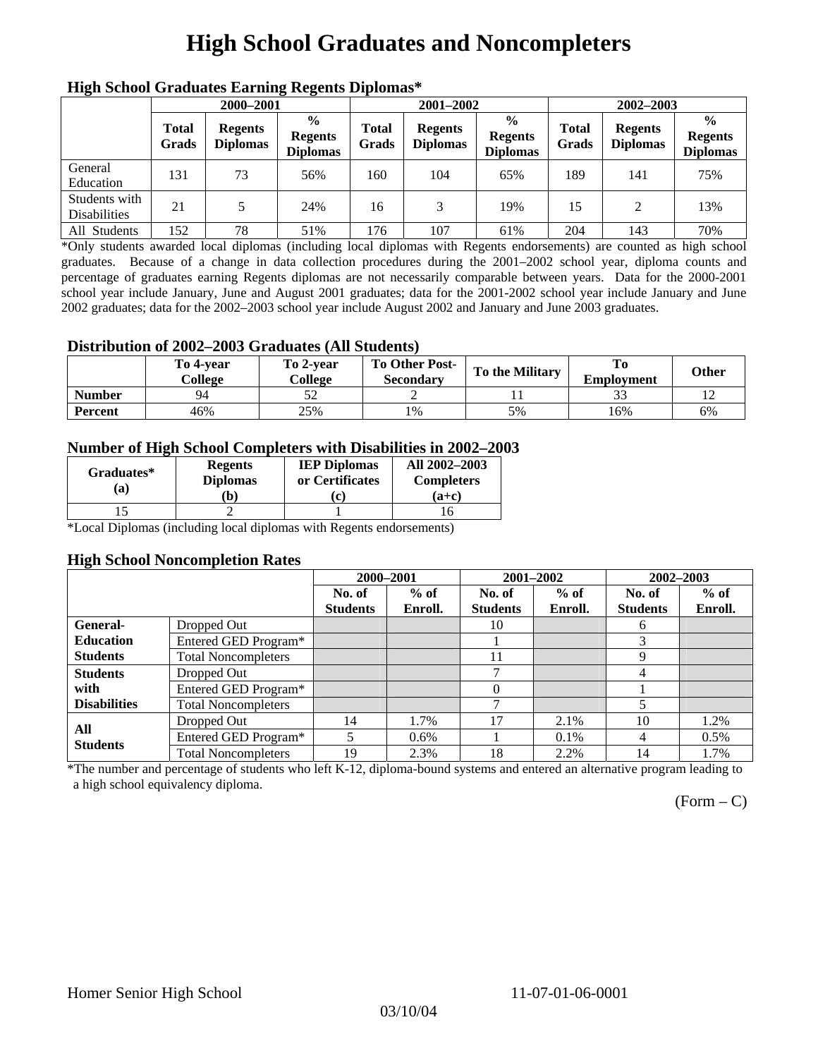# High School Graduates and Noncompleters

### High School Graduates Earning Regents Diplomas*

| | 2000–2001 | | | 2001–2002 | | | 2002–2003 | | |
|---|---|---|---|---|---|---|---|---|---|
| | Total Grads | Regents Diplomas | % Regents Diplomas | Total Grads | Regents Diplomas | % Regents Diplomas | Total Grads | Regents Diplomas | % Regents Diplomas |
| General Education | 131 | 73 | 56% | 160 | 104 | 65% | 189 | 141 | 75% |
| Students with Disabilities | 21 | 5 | 24% | 16 | 3 | 19% | 15 | 2 | 13% |
| All Students | 152 | 78 | 51% | 176 | 107 | 61% | 204 | 143 | 70% |

*Only students awarded local diplomas (including local diplomas with Regents endorsements) are counted as high school graduates. Because of a change in data collection procedures during the 2001–2002 school year, diploma counts and percentage of graduates earning Regents diplomas are not necessarily comparable between years. Data for the 2000-2001 school year include January, June and August 2001 graduates; data for the 2001-2002 school year include January and June 2002 graduates; data for the 2002–2003 school year include August 2002 and January and June 2003 graduates.

### Distribution of 2002–2003 Graduates (All Students)

| | To 4-year College | To 2-year College | To Other Post-Secondary | To the Military | To Employment | Other |
|---|---|---|---|---|---|---|
| **Number** | 94 | 52 | 2 | 11 | 33 | 12 |
| **Percent** | 46% | 25% | 1% | 5% | 16% | 6% |

### Number of High School Completers with Disabilities in 2002–2003

| Graduates* (a) | Regents Diplomas (b) | IEP Diplomas or Certificates (c) | All 2002–2003 Completers (a+c) |
|---|---|---|---|
| 15 | 2 | 1 | 16 |

*Local Diplomas (including local diplomas with Regents endorsements)

### High School Noncompletion Rates

| | | 2000–2001 | | 2001–2002 | | 2002–2003 | |
|---|---|---|---|---|---|---|---|
| | | No. of Students | % of Enroll. | No. of Students | % of Enroll. | No. of Students | % of Enroll. |
| **General-Education Students** | Dropped Out | | | 10 | | 6 | |
| | Entered GED Program* | | | 1 | | 3 | |
| | Total Noncompleters | | | 11 | | 9 | |
| **Students with Disabilities** | Dropped Out | | | 7 | | 4 | |
| | Entered GED Program* | | | 0 | | 1 | |
| | Total Noncompleters | | | 7 | | 5 | |
| **All Students** | Dropped Out | 14 | 1.7% | 17 | 2.1% | 10 | 1.2% |
| | Entered GED Program* | 5 | 0.6% | 1 | 0.1% | 4 | 0.5% |
| | Total Noncompleters | 19 | 2.3% | 18 | 2.2% | 14 | 1.7% |

*The number and percentage of students who left K-12, diploma-bound systems and entered an alternative program leading to a high school equivalency diploma.

(Form – C)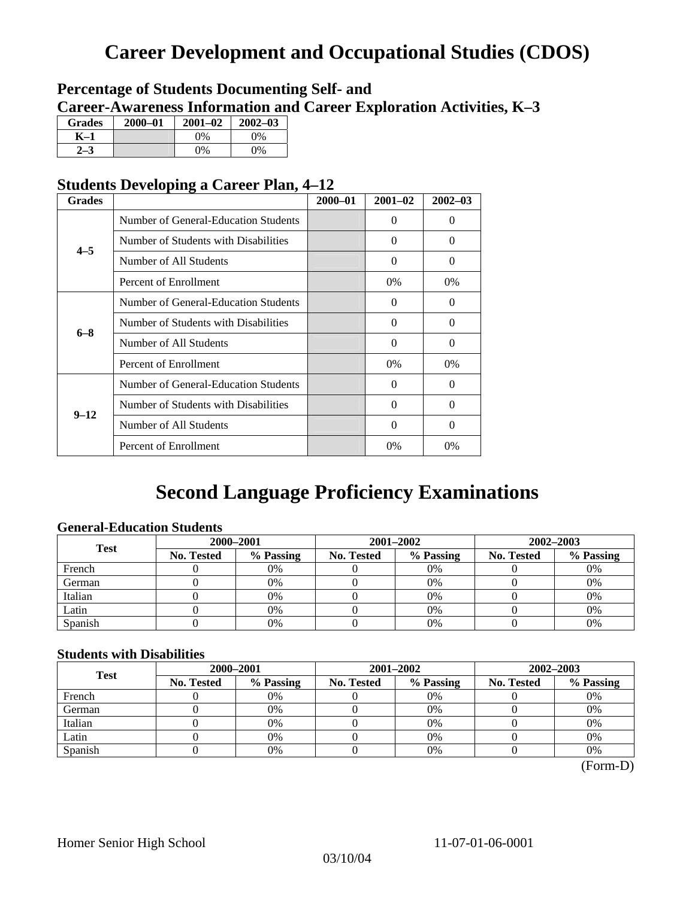# Career Development and Occupational Studies (CDOS)

## Percentage of Students Documenting Self- and Career-Awareness Information and Career Exploration Activities, K–3

| Grades | 2000–01 | 2001–02 | 2002–03 |
|---|---|---|---|
| K–1 | | 0% | 0% |
| 2–3 | | 0% | 0% |

## Students Developing a Career Plan, 4–12

| Grades | | 2000–01 | 2001–02 | 2002–03 |
|---|---|---|---|---|
| 4–5 | Number of General-Education Students | | 0 | 0 |
| | Number of Students with Disabilities | | 0 | 0 |
| | Number of All Students | | 0 | 0 |
| | Percent of Enrollment | | 0% | 0% |
| 6–8 | Number of General-Education Students | | 0 | 0 |
| | Number of Students with Disabilities | | 0 | 0 |
| | Number of All Students | | 0 | 0 |
| | Percent of Enrollment | | 0% | 0% |
| 9–12 | Number of General-Education Students | | 0 | 0 |
| | Number of Students with Disabilities | | 0 | 0 |
| | Number of All Students | | 0 | 0 |
| | Percent of Enrollment | | 0% | 0% |

# Second Language Proficiency Examinations

### General-Education Students

| Test | 2000–2001 | | 2001–2002 | | 2002–2003 | |
|---|---|---|---|---|---|---|
| | No. Tested | % Passing | No. Tested | % Passing | No. Tested | % Passing |
| French | 0 | 0% | 0 | 0% | 0 | 0% |
| German | 0 | 0% | 0 | 0% | 0 | 0% |
| Italian | 0 | 0% | 0 | 0% | 0 | 0% |
| Latin | 0 | 0% | 0 | 0% | 0 | 0% |
| Spanish | 0 | 0% | 0 | 0% | 0 | 0% |

### Students with Disabilities

| Test | 2000–2001 | | 2001–2002 | | 2002–2003 | |
|---|---|---|---|---|---|---|
| | No. Tested | % Passing | No. Tested | % Passing | No. Tested | % Passing |
| French | 0 | 0% | 0 | 0% | 0 | 0% |
| German | 0 | 0% | 0 | 0% | 0 | 0% |
| Italian | 0 | 0% | 0 | 0% | 0 | 0% |
| Latin | 0 | 0% | 0 | 0% | 0 | 0% |
| Spanish | 0 | 0% | 0 | 0% | 0 | 0% |

(Form-D)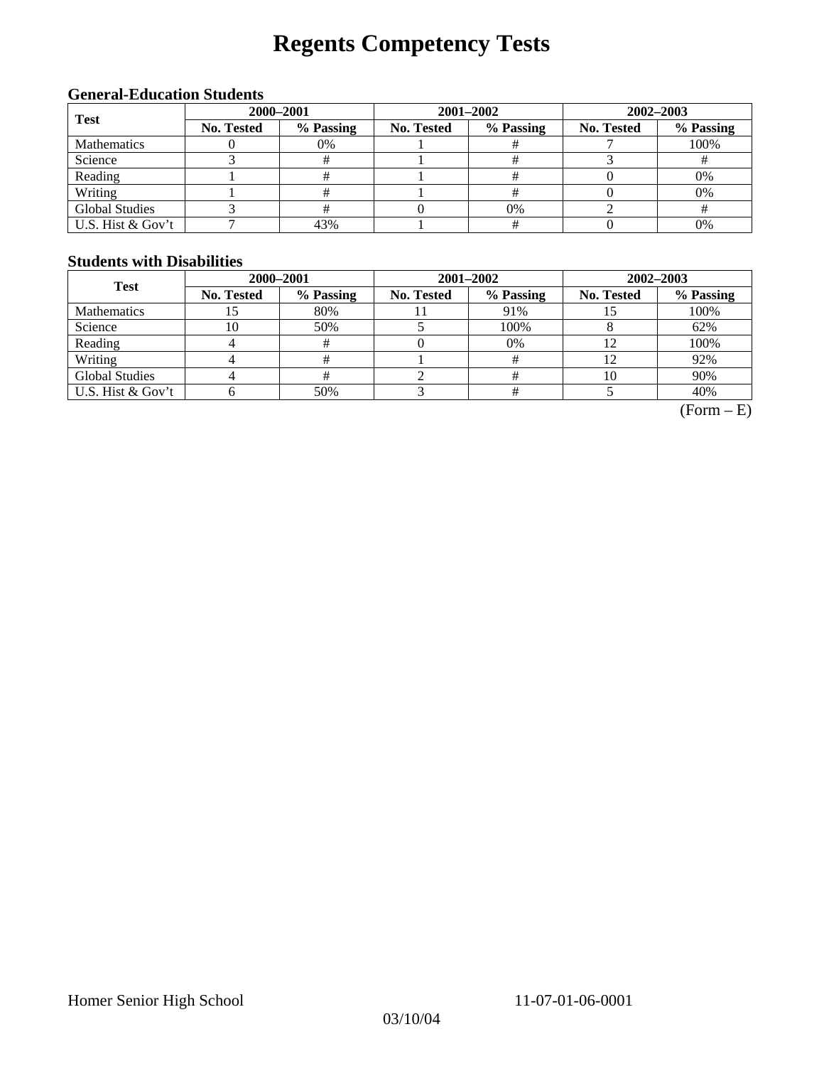# Regents Competency Tests

### General-Education Students

| Test | 2000–2001 | | 2001–2002 | | 2002–2003 | |
|---|---|---|---|---|---|---|
| | No. Tested | % Passing | No. Tested | % Passing | No. Tested | % Passing |
| Mathematics | 0 | 0% | 1 | # | 7 | 100% |
| Science | 3 | # | 1 | # | 3 | # |
| Reading | 1 | # | 1 | # | 0 | 0% |
| Writing | 1 | # | 1 | # | 0 | 0% |
| Global Studies | 3 | # | 0 | 0% | 2 | # |
| U.S. Hist & Gov't | 7 | 43% | 1 | # | 0 | 0% |

### Students with Disabilities

| Test | 2000–2001 | | 2001–2002 | | 2002–2003 | |
|---|---|---|---|---|---|---|
| | No. Tested | % Passing | No. Tested | % Passing | No. Tested | % Passing |
| Mathematics | 15 | 80% | 11 | 91% | 15 | 100% |
| Science | 10 | 50% | 5 | 100% | 8 | 62% |
| Reading | 4 | # | 0 | 0% | 12 | 100% |
| Writing | 4 | # | 1 | # | 12 | 92% |
| Global Studies | 4 | # | 2 | # | 10 | 90% |
| U.S. Hist & Gov't | 6 | 50% | 3 | # | 5 | 40% |

(Form – E)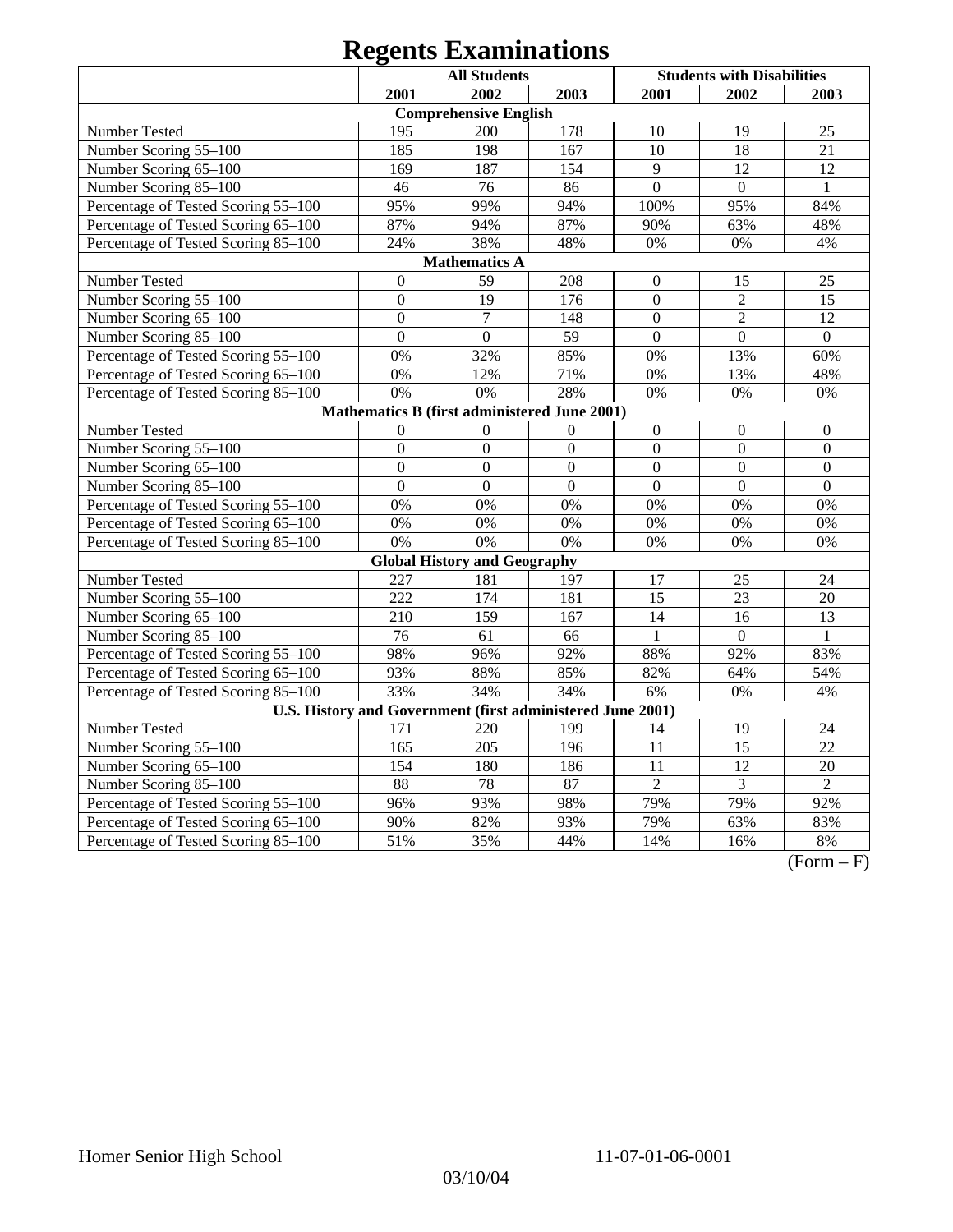# Regents Examinations

| | All Students | | | Students with Disabilities | | |
|---|---|---|---|---|---|---|
| | 2001 | 2002 | 2003 | 2001 | 2002 | 2003 |
| **Comprehensive English** | | | | | | |
| Number Tested | 195 | 200 | 178 | 10 | 19 | 25 |
| Number Scoring 55–100 | 185 | 198 | 167 | 10 | 18 | 21 |
| Number Scoring 65–100 | 169 | 187 | 154 | 9 | 12 | 12 |
| Number Scoring 85–100 | 46 | 76 | 86 | 0 | 0 | 1 |
| Percentage of Tested Scoring 55–100 | 95% | 99% | 94% | 100% | 95% | 84% |
| Percentage of Tested Scoring 65–100 | 87% | 94% | 87% | 90% | 63% | 48% |
| Percentage of Tested Scoring 85–100 | 24% | 38% | 48% | 0% | 0% | 4% |
| **Mathematics A** | | | | | | |
| Number Tested | 0 | 59 | 208 | 0 | 15 | 25 |
| Number Scoring 55–100 | 0 | 19 | 176 | 0 | 2 | 15 |
| Number Scoring 65–100 | 0 | 7 | 148 | 0 | 2 | 12 |
| Number Scoring 85–100 | 0 | 0 | 59 | 0 | 0 | 0 |
| Percentage of Tested Scoring 55–100 | 0% | 32% | 85% | 0% | 13% | 60% |
| Percentage of Tested Scoring 65–100 | 0% | 12% | 71% | 0% | 13% | 48% |
| Percentage of Tested Scoring 85–100 | 0% | 0% | 28% | 0% | 0% | 0% |
| **Mathematics B (first administered June 2001)** | | | | | | |
| Number Tested | 0 | 0 | 0 | 0 | 0 | 0 |
| Number Scoring 55–100 | 0 | 0 | 0 | 0 | 0 | 0 |
| Number Scoring 65–100 | 0 | 0 | 0 | 0 | 0 | 0 |
| Number Scoring 85–100 | 0 | 0 | 0 | 0 | 0 | 0 |
| Percentage of Tested Scoring 55–100 | 0% | 0% | 0% | 0% | 0% | 0% |
| Percentage of Tested Scoring 65–100 | 0% | 0% | 0% | 0% | 0% | 0% |
| Percentage of Tested Scoring 85–100 | 0% | 0% | 0% | 0% | 0% | 0% |
| **Global History and Geography** | | | | | | |
| Number Tested | 227 | 181 | 197 | 17 | 25 | 24 |
| Number Scoring 55–100 | 222 | 174 | 181 | 15 | 23 | 20 |
| Number Scoring 65–100 | 210 | 159 | 167 | 14 | 16 | 13 |
| Number Scoring 85–100 | 76 | 61 | 66 | 1 | 0 | 1 |
| Percentage of Tested Scoring 55–100 | 98% | 96% | 92% | 88% | 92% | 83% |
| Percentage of Tested Scoring 65–100 | 93% | 88% | 85% | 82% | 64% | 54% |
| Percentage of Tested Scoring 85–100 | 33% | 34% | 34% | 6% | 0% | 4% |
| **U.S. History and Government (first administered June 2001)** | | | | | | |
| Number Tested | 171 | 220 | 199 | 14 | 19 | 24 |
| Number Scoring 55–100 | 165 | 205 | 196 | 11 | 15 | 22 |
| Number Scoring 65–100 | 154 | 180 | 186 | 11 | 12 | 20 |
| Number Scoring 85–100 | 88 | 78 | 87 | 2 | 3 | 2 |
| Percentage of Tested Scoring 55–100 | 96% | 93% | 98% | 79% | 79% | 92% |
| Percentage of Tested Scoring 65–100 | 90% | 82% | 93% | 79% | 63% | 83% |
| Percentage of Tested Scoring 85–100 | 51% | 35% | 44% | 14% | 16% | 8% |

(Form – F)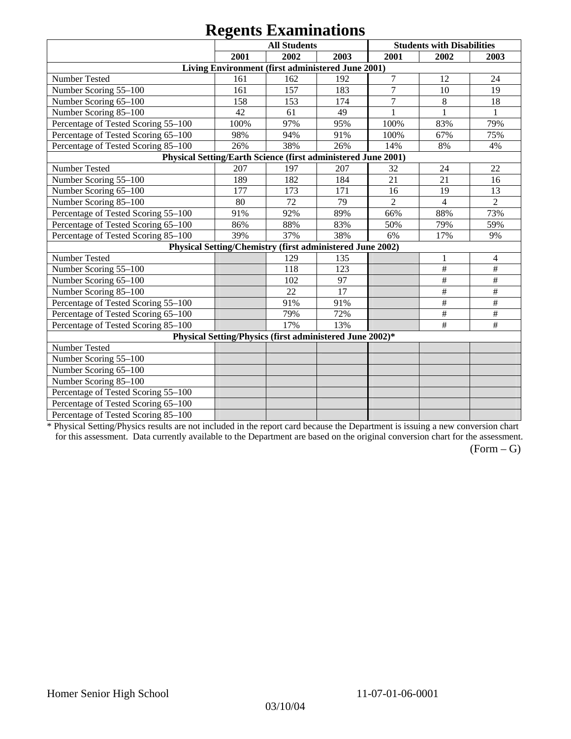# Regents Examinations

| | All Students | | | Students with Disabilities | | |
|---|---|---|---|---|---|---|
| | 2001 | 2002 | 2003 | 2001 | 2002 | 2003 |
| **Living Environment (first administered June 2001)** | | | | | | |
| Number Tested | 161 | 162 | 192 | 7 | 12 | 24 |
| Number Scoring 55–100 | 161 | 157 | 183 | 7 | 10 | 19 |
| Number Scoring 65–100 | 158 | 153 | 174 | 7 | 8 | 18 |
| Number Scoring 85–100 | 42 | 61 | 49 | 1 | 1 | 1 |
| Percentage of Tested Scoring 55–100 | 100% | 97% | 95% | 100% | 83% | 79% |
| Percentage of Tested Scoring 65–100 | 98% | 94% | 91% | 100% | 67% | 75% |
| Percentage of Tested Scoring 85–100 | 26% | 38% | 26% | 14% | 8% | 4% |
| **Physical Setting/Earth Science (first administered June 2001)** | | | | | | |
| Number Tested | 207 | 197 | 207 | 32 | 24 | 22 |
| Number Scoring 55–100 | 189 | 182 | 184 | 21 | 21 | 16 |
| Number Scoring 65–100 | 177 | 173 | 171 | 16 | 19 | 13 |
| Number Scoring 85–100 | 80 | 72 | 79 | 2 | 4 | 2 |
| Percentage of Tested Scoring 55–100 | 91% | 92% | 89% | 66% | 88% | 73% |
| Percentage of Tested Scoring 65–100 | 86% | 88% | 83% | 50% | 79% | 59% |
| Percentage of Tested Scoring 85–100 | 39% | 37% | 38% | 6% | 17% | 9% |
| **Physical Setting/Chemistry (first administered June 2002)** | | | | | | |
| Number Tested | | 129 | 135 | | 1 | 4 |
| Number Scoring 55–100 | | 118 | 123 | | # | # |
| Number Scoring 65–100 | | 102 | 97 | | # | # |
| Number Scoring 85–100 | | 22 | 17 | | # | # |
| Percentage of Tested Scoring 55–100 | | 91% | 91% | | # | # |
| Percentage of Tested Scoring 65–100 | | 79% | 72% | | # | # |
| Percentage of Tested Scoring 85–100 | | 17% | 13% | | # | # |
| **Physical Setting/Physics (first administered June 2002)*** | | | | | | |
| Number Tested | | | | | | |
| Number Scoring 55–100 | | | | | | |
| Number Scoring 65–100 | | | | | | |
| Number Scoring 85–100 | | | | | | |
| Percentage of Tested Scoring 55–100 | | | | | | |
| Percentage of Tested Scoring 65–100 | | | | | | |
| Percentage of Tested Scoring 85–100 | | | | | | |

* Physical Setting/Physics results are not included in the report card because the Department is issuing a new conversion chart for this assessment. Data currently available to the Department are based on the original conversion chart for the assessment.

(Form – G)

Homer Senior High School 11-07-01-06-0001

03/10/04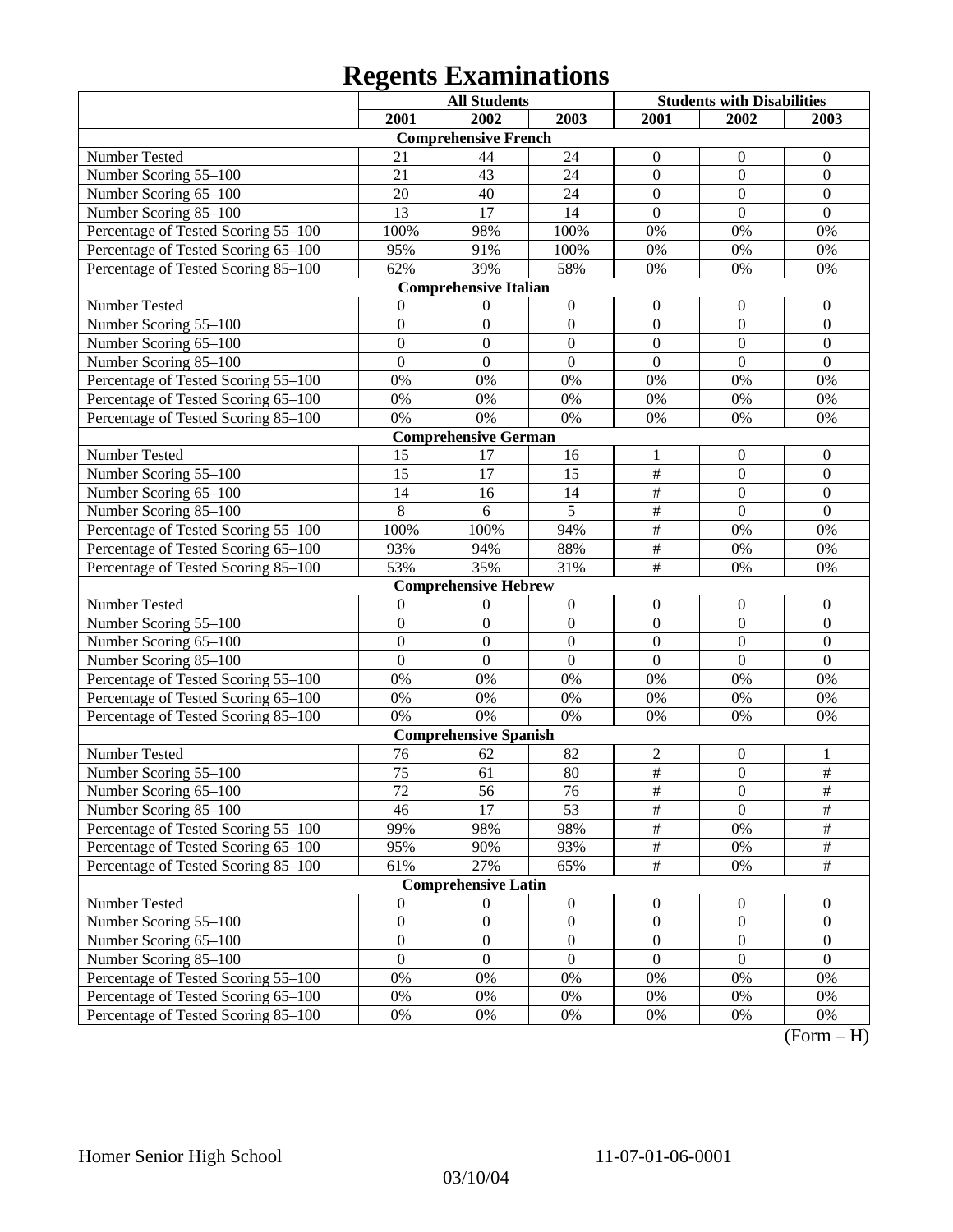# Regents Examinations

| | All Students | | | Students with Disabilities | | |
|---|---|---|---|---|---|---|
| | 2001 | 2002 | 2003 | 2001 | 2002 | 2003 |
| **Comprehensive French** | | | | | | |
| Number Tested | 21 | 44 | 24 | 0 | 0 | 0 |
| Number Scoring 55–100 | 21 | 43 | 24 | 0 | 0 | 0 |
| Number Scoring 65–100 | 20 | 40 | 24 | 0 | 0 | 0 |
| Number Scoring 85–100 | 13 | 17 | 14 | 0 | 0 | 0 |
| Percentage of Tested Scoring 55–100 | 100% | 98% | 100% | 0% | 0% | 0% |
| Percentage of Tested Scoring 65–100 | 95% | 91% | 100% | 0% | 0% | 0% |
| Percentage of Tested Scoring 85–100 | 62% | 39% | 58% | 0% | 0% | 0% |
| **Comprehensive Italian** | | | | | | |
| Number Tested | 0 | 0 | 0 | 0 | 0 | 0 |
| Number Scoring 55–100 | 0 | 0 | 0 | 0 | 0 | 0 |
| Number Scoring 65–100 | 0 | 0 | 0 | 0 | 0 | 0 |
| Number Scoring 85–100 | 0 | 0 | 0 | 0 | 0 | 0 |
| Percentage of Tested Scoring 55–100 | 0% | 0% | 0% | 0% | 0% | 0% |
| Percentage of Tested Scoring 65–100 | 0% | 0% | 0% | 0% | 0% | 0% |
| Percentage of Tested Scoring 85–100 | 0% | 0% | 0% | 0% | 0% | 0% |
| **Comprehensive German** | | | | | | |
| Number Tested | 15 | 17 | 16 | 1 | 0 | 0 |
| Number Scoring 55–100 | 15 | 17 | 15 | # | 0 | 0 |
| Number Scoring 65–100 | 14 | 16 | 14 | # | 0 | 0 |
| Number Scoring 85–100 | 8 | 6 | 5 | # | 0 | 0 |
| Percentage of Tested Scoring 55–100 | 100% | 100% | 94% | # | 0% | 0% |
| Percentage of Tested Scoring 65–100 | 93% | 94% | 88% | # | 0% | 0% |
| Percentage of Tested Scoring 85–100 | 53% | 35% | 31% | # | 0% | 0% |
| **Comprehensive Hebrew** | | | | | | |
| Number Tested | 0 | 0 | 0 | 0 | 0 | 0 |
| Number Scoring 55–100 | 0 | 0 | 0 | 0 | 0 | 0 |
| Number Scoring 65–100 | 0 | 0 | 0 | 0 | 0 | 0 |
| Number Scoring 85–100 | 0 | 0 | 0 | 0 | 0 | 0 |
| Percentage of Tested Scoring 55–100 | 0% | 0% | 0% | 0% | 0% | 0% |
| Percentage of Tested Scoring 65–100 | 0% | 0% | 0% | 0% | 0% | 0% |
| Percentage of Tested Scoring 85–100 | 0% | 0% | 0% | 0% | 0% | 0% |
| **Comprehensive Spanish** | | | | | | |
| Number Tested | 76 | 62 | 82 | 2 | 0 | 1 |
| Number Scoring 55–100 | 75 | 61 | 80 | # | 0 | # |
| Number Scoring 65–100 | 72 | 56 | 76 | # | 0 | # |
| Number Scoring 85–100 | 46 | 17 | 53 | # | 0 | # |
| Percentage of Tested Scoring 55–100 | 99% | 98% | 98% | # | 0% | # |
| Percentage of Tested Scoring 65–100 | 95% | 90% | 93% | # | 0% | # |
| Percentage of Tested Scoring 85–100 | 61% | 27% | 65% | # | 0% | # |
| **Comprehensive Latin** | | | | | | |
| Number Tested | 0 | 0 | 0 | 0 | 0 | 0 |
| Number Scoring 55–100 | 0 | 0 | 0 | 0 | 0 | 0 |
| Number Scoring 65–100 | 0 | 0 | 0 | 0 | 0 | 0 |
| Number Scoring 85–100 | 0 | 0 | 0 | 0 | 0 | 0 |
| Percentage of Tested Scoring 55–100 | 0% | 0% | 0% | 0% | 0% | 0% |
| Percentage of Tested Scoring 65–100 | 0% | 0% | 0% | 0% | 0% | 0% |
| Percentage of Tested Scoring 85–100 | 0% | 0% | 0% | 0% | 0% | 0% |

(Form – H)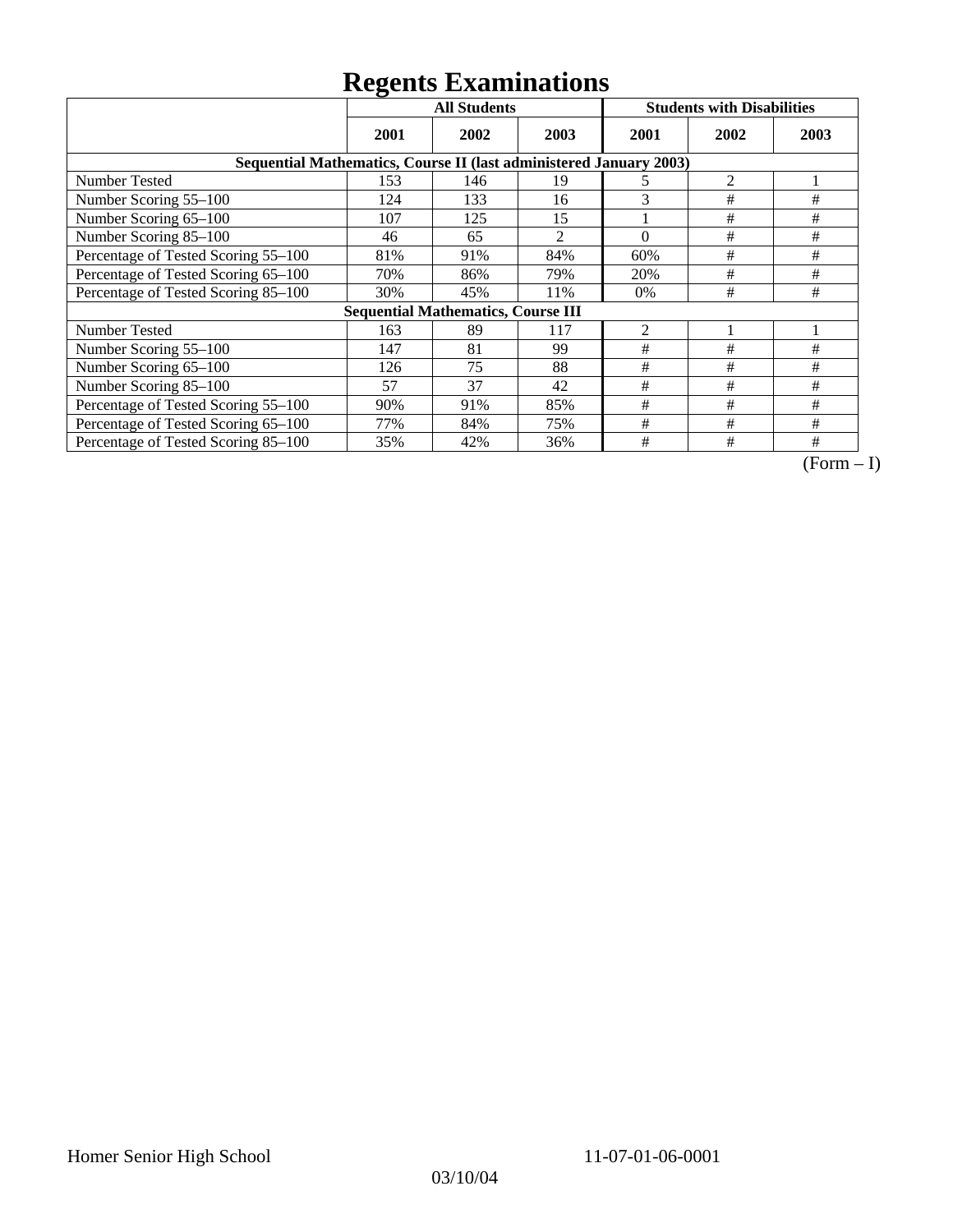# Regents Examinations

| | All Students | | | Students with Disabilities | | |
|---|---|---|---|---|---|---|
| | 2001 | 2002 | 2003 | 2001 | 2002 | 2003 |
| **Sequential Mathematics, Course II (last administered January 2003)** | | | | | | |
| Number Tested | 153 | 146 | 19 | 5 | 2 | 1 |
| Number Scoring 55–100 | 124 | 133 | 16 | 3 | # | # |
| Number Scoring 65–100 | 107 | 125 | 15 | 1 | # | # |
| Number Scoring 85–100 | 46 | 65 | 2 | 0 | # | # |
| Percentage of Tested Scoring 55–100 | 81% | 91% | 84% | 60% | # | # |
| Percentage of Tested Scoring 65–100 | 70% | 86% | 79% | 20% | # | # |
| Percentage of Tested Scoring 85–100 | 30% | 45% | 11% | 0% | # | # |
| **Sequential Mathematics, Course III** | | | | | | |
| Number Tested | 163 | 89 | 117 | 2 | 1 | 1 |
| Number Scoring 55–100 | 147 | 81 | 99 | # | # | # |
| Number Scoring 65–100 | 126 | 75 | 88 | # | # | # |
| Number Scoring 85–100 | 57 | 37 | 42 | # | # | # |
| Percentage of Tested Scoring 55–100 | 90% | 91% | 85% | # | # | # |
| Percentage of Tested Scoring 65–100 | 77% | 84% | 75% | # | # | # |
| Percentage of Tested Scoring 85–100 | 35% | 42% | 36% | # | # | # |

(Form – I)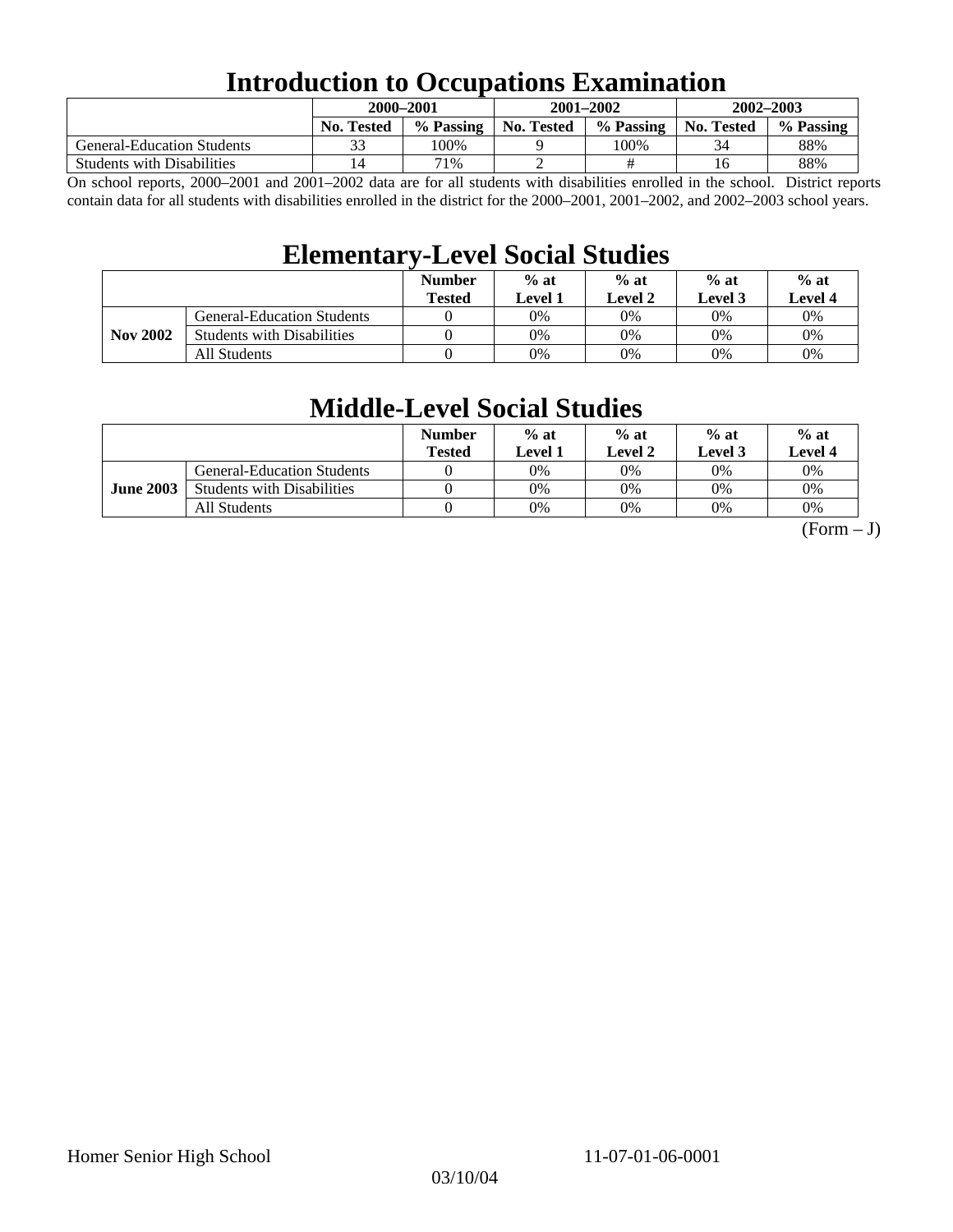# Introduction to Occupations Examination

| | 2000–2001 | | 2001–2002 | | 2002–2003 | |
|---|---|---|---|---|---|---|
| | No. Tested | % Passing | No. Tested | % Passing | No. Tested | % Passing |
| General-Education Students | 33 | 100% | 9 | 100% | 34 | 88% |
| Students with Disabilities | 14 | 71% | 2 | # | 16 | 88% |

On school reports, 2000–2001 and 2001–2002 data are for all students with disabilities enrolled in the school. District reports contain data for all students with disabilities enrolled in the district for the 2000–2001, 2001–2002, and 2002–2003 school years.

# Elementary-Level Social Studies

| | | Number Tested | % at Level 1 | % at Level 2 | % at Level 3 | % at Level 4 |
|---|---|---|---|---|---|---|
| **Nov 2002** | General-Education Students | 0 | 0% | 0% | 0% | 0% |
| | Students with Disabilities | 0 | 0% | 0% | 0% | 0% |
| | All Students | 0 | 0% | 0% | 0% | 0% |

# Middle-Level Social Studies

| | | Number Tested | % at Level 1 | % at Level 2 | % at Level 3 | % at Level 4 |
|---|---|---|---|---|---|---|
| **June 2003** | General-Education Students | 0 | 0% | 0% | 0% | 0% |
| | Students with Disabilities | 0 | 0% | 0% | 0% | 0% |
| | All Students | 0 | 0% | 0% | 0% | 0% |

(Form – J)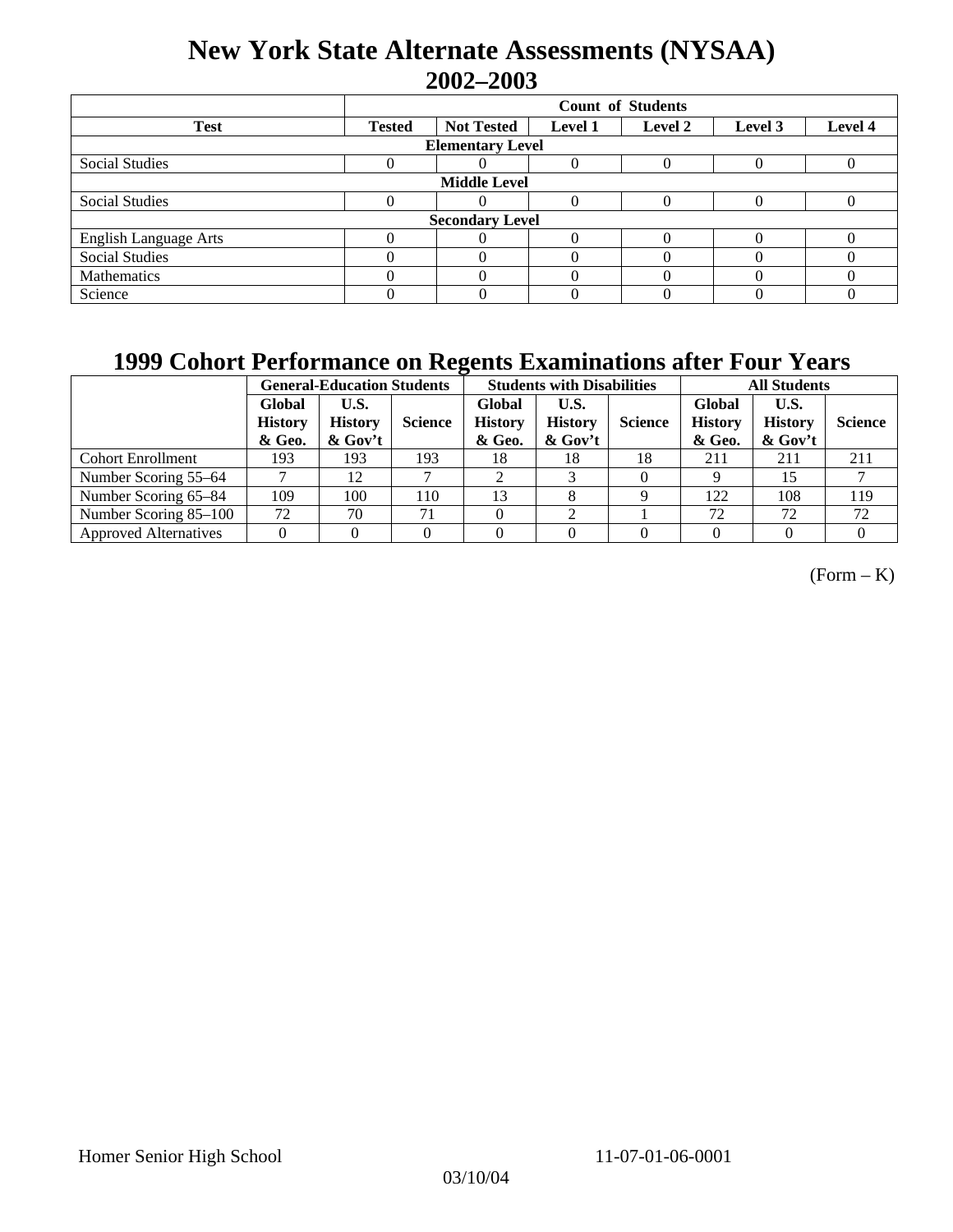# New York State Alternate Assessments (NYSAA)
## 2002–2003

| | Count of Students | | | | | |
|---|---|---|---|---|---|---|
| **Test** | **Tested** | **Not Tested** | **Level 1** | **Level 2** | **Level 3** | **Level 4** |
| **Elementary Level** | | | | | | |
| Social Studies | 0 | 0 | 0 | 0 | 0 | 0 |
| **Middle Level** | | | | | | |
| Social Studies | 0 | 0 | 0 | 0 | 0 | 0 |
| **Secondary Level** | | | | | | |
| English Language Arts | 0 | 0 | 0 | 0 | 0 | 0 |
| Social Studies | 0 | 0 | 0 | 0 | 0 | 0 |
| Mathematics | 0 | 0 | 0 | 0 | 0 | 0 |
| Science | 0 | 0 | 0 | 0 | 0 | 0 |

## 1999 Cohort Performance on Regents Examinations after Four Years

| | General-Education Students | | | Students with Disabilities | | | All Students | | |
|---|---|---|---|---|---|---|---|---|---|
| | **Global History & Geo.** | **U.S. History & Gov't** | **Science** | **Global History & Geo.** | **U.S. History & Gov't** | **Science** | **Global History & Geo.** | **U.S. History & Gov't** | **Science** |
| Cohort Enrollment | 193 | 193 | 193 | 18 | 18 | 18 | 211 | 211 | 211 |
| Number Scoring 55–64 | 7 | 12 | 7 | 2 | 3 | 0 | 9 | 15 | 7 |
| Number Scoring 65–84 | 109 | 100 | 110 | 13 | 8 | 9 | 122 | 108 | 119 |
| Number Scoring 85–100 | 72 | 70 | 71 | 0 | 2 | 1 | 72 | 72 | 72 |
| Approved Alternatives | 0 | 0 | 0 | 0 | 0 | 0 | 0 | 0 | 0 |

(Form – K)

Homer Senior High School 11-07-01-06-0001

03/10/04